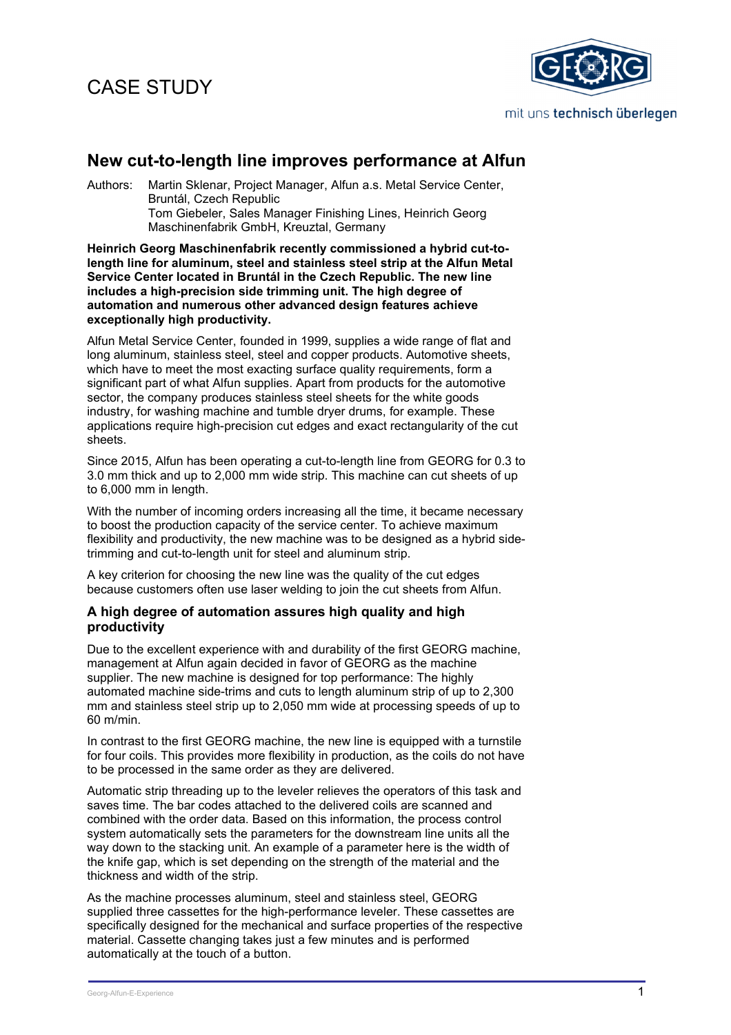CASE STUDY

mit uns **technisch überlegen**

## New cut-to-length line improves performance at Alfun

Authors: Martin Sklenar, Project Manager, Alfun a.s. Metal Service Center, Bruntál, Czech Republic
Tom Giebeler, Sales Manager Finishing Lines, Heinrich Georg Maschinenfabrik GmbH, Kreuztal, Germany

**Heinrich Georg Maschinenfabrik recently commissioned a hybrid cut-to-length line for aluminum, steel and stainless steel strip at the Alfun Metal Service Center located in Bruntál in the Czech Republic. The new line includes a high-precision side trimming unit. The high degree of automation and numerous other advanced design features achieve exceptionally high productivity.**

Alfun Metal Service Center, founded in 1999, supplies a wide range of flat and long aluminum, stainless steel, steel and copper products. Automotive sheets, which have to meet the most exacting surface quality requirements, form a significant part of what Alfun supplies. Apart from products for the automotive sector, the company produces stainless steel sheets for the white goods industry, for washing machine and tumble dryer drums, for example. These applications require high-precision cut edges and exact rectangularity of the cut sheets.

Since 2015, Alfun has been operating a cut-to-length line from GEORG for 0.3 to 3.0 mm thick and up to 2,000 mm wide strip. This machine can cut sheets of up to 6,000 mm in length.

With the number of incoming orders increasing all the time, it became necessary to boost the production capacity of the service center. To achieve maximum flexibility and productivity, the new machine was to be designed as a hybrid side-trimming and cut-to-length unit for steel and aluminum strip.

A key criterion for choosing the new line was the quality of the cut edges because customers often use laser welding to join the cut sheets from Alfun.

### A high degree of automation assures high quality and high productivity

Due to the excellent experience with and durability of the first GEORG machine, management at Alfun again decided in favor of GEORG as the machine supplier. The new machine is designed for top performance: The highly automated machine side-trims and cuts to length aluminum strip of up to 2,300 mm and stainless steel strip up to 2,050 mm wide at processing speeds of up to 60 m/min.

In contrast to the first GEORG machine, the new line is equipped with a turnstile for four coils. This provides more flexibility in production, as the coils do not have to be processed in the same order as they are delivered.

Automatic strip threading up to the leveler relieves the operators of this task and saves time. The bar codes attached to the delivered coils are scanned and combined with the order data. Based on this information, the process control system automatically sets the parameters for the downstream line units all the way down to the stacking unit. An example of a parameter here is the width of the knife gap, which is set depending on the strength of the material and the thickness and width of the strip.

As the machine processes aluminum, steel and stainless steel, GEORG supplied three cassettes for the high-performance leveler. These cassettes are specifically designed for the mechanical and surface properties of the respective material. Cassette changing takes just a few minutes and is performed automatically at the touch of a button.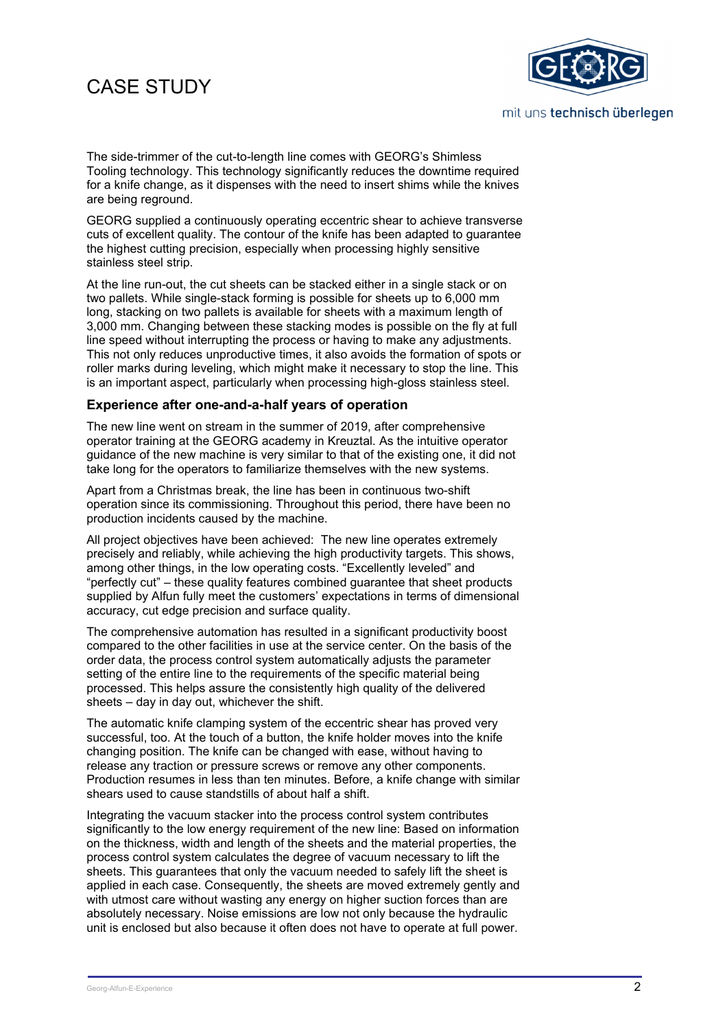The side-trimmer of the cut-to-length line comes with GEORG's Shimless Tooling technology. This technology significantly reduces the downtime required for a knife change, as it dispenses with the need to insert shims while the knives are being reground.

GEORG supplied a continuously operating eccentric shear to achieve transverse cuts of excellent quality. The contour of the knife has been adapted to guarantee the highest cutting precision, especially when processing highly sensitive stainless steel strip.

At the line run-out, the cut sheets can be stacked either in a single stack or on two pallets. While single-stack forming is possible for sheets up to 6,000 mm long, stacking on two pallets is available for sheets with a maximum length of 3,000 mm. Changing between these stacking modes is possible on the fly at full line speed without interrupting the process or having to make any adjustments. This not only reduces unproductive times, it also avoids the formation of spots or roller marks during leveling, which might make it necessary to stop the line. This is an important aspect, particularly when processing high-gloss stainless steel.

## Experience after one-and-a-half years of operation

The new line went on stream in the summer of 2019, after comprehensive operator training at the GEORG academy in Kreuztal. As the intuitive operator guidance of the new machine is very similar to that of the existing one, it did not take long for the operators to familiarize themselves with the new systems.

Apart from a Christmas break, the line has been in continuous two-shift operation since its commissioning. Throughout this period, there have been no production incidents caused by the machine.

All project objectives have been achieved: The new line operates extremely precisely and reliably, while achieving the high productivity targets. This shows, among other things, in the low operating costs. "Excellently leveled" and "perfectly cut" – these quality features combined guarantee that sheet products supplied by Alfun fully meet the customers' expectations in terms of dimensional accuracy, cut edge precision and surface quality.

The comprehensive automation has resulted in a significant productivity boost compared to the other facilities in use at the service center. On the basis of the order data, the process control system automatically adjusts the parameter setting of the entire line to the requirements of the specific material being processed. This helps assure the consistently high quality of the delivered sheets – day in day out, whichever the shift.

The automatic knife clamping system of the eccentric shear has proved very successful, too. At the touch of a button, the knife holder moves into the knife changing position. The knife can be changed with ease, without having to release any traction or pressure screws or remove any other components. Production resumes in less than ten minutes. Before, a knife change with similar shears used to cause standstills of about half a shift.

Integrating the vacuum stacker into the process control system contributes significantly to the low energy requirement of the new line: Based on information on the thickness, width and length of the sheets and the material properties, the process control system calculates the degree of vacuum necessary to lift the sheets. This guarantees that only the vacuum needed to safely lift the sheet is applied in each case. Consequently, the sheets are moved extremely gently and with utmost care without wasting any energy on higher suction forces than are absolutely necessary. Noise emissions are low not only because the hydraulic unit is enclosed but also because it often does not have to operate at full power.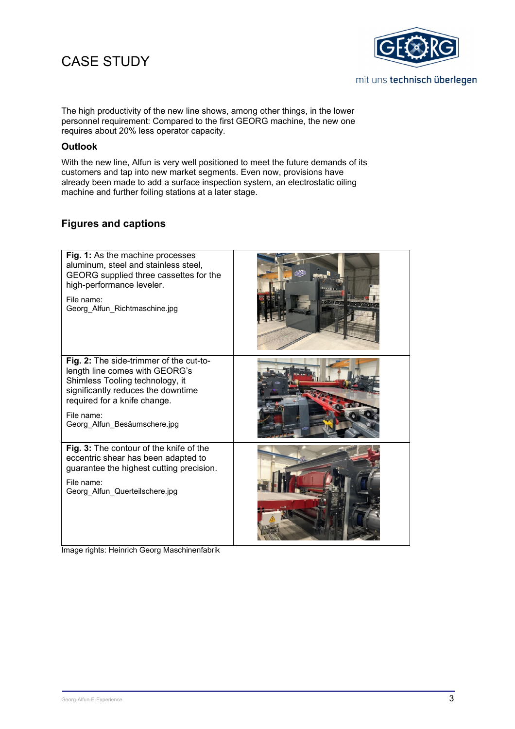# CASE STUDY

mit uns technisch überlegen

The high productivity of the new line shows, among other things, in the lower personnel requirement: Compared to the first GEORG machine, the new one requires about 20% less operator capacity.

### Outlook

With the new line, Alfun is very well positioned to meet the future demands of its customers and tap into new market segments. Even now, provisions have already been made to add a surface inspection system, an electrostatic oiling machine and further foiling stations at a later stage.

## Figures and captions

| | |
|---|---|
| **Fig. 1:** As the machine processes aluminum, steel and stainless steel, GEORG supplied three cassettes for the high-performance leveler.<br><br>File name:<br>Georg_Alfun_Richtmaschine.jpg | |
| **Fig. 2:** The side-trimmer of the cut-to-length line comes with GEORG's Shimless Tooling technology, it significantly reduces the downtime required for a knife change.<br><br>File name:<br>Georg_Alfun_Besäumschere.jpg | |
| **Fig. 3:** The contour of the knife of the eccentric shear has been adapted to guarantee the highest cutting precision.<br><br>File name:<br>Georg_Alfun_Querteilschere.jpg | |

Image rights: Heinrich Georg Maschinenfabrik